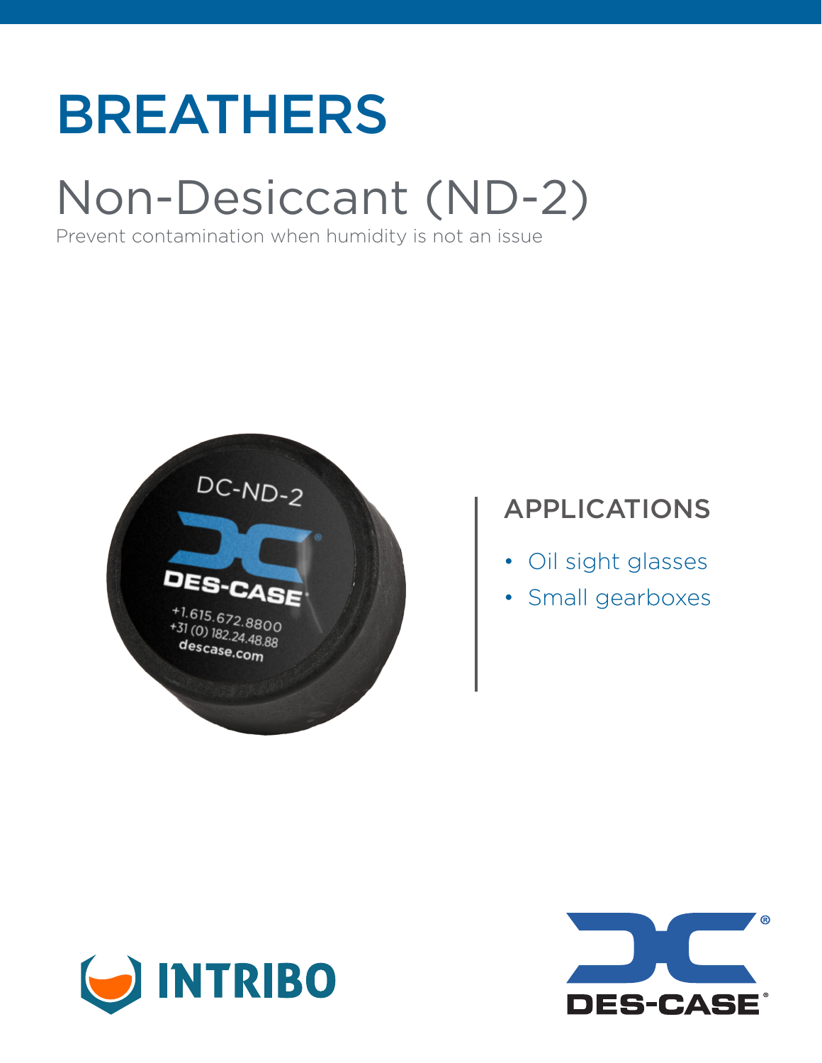# BREATHERS

## Non-Desiccant (ND-2)

Prevent contamination when humidity is not an issue

### APPLICATIONS

- Oil sight glasses
- Small gearboxes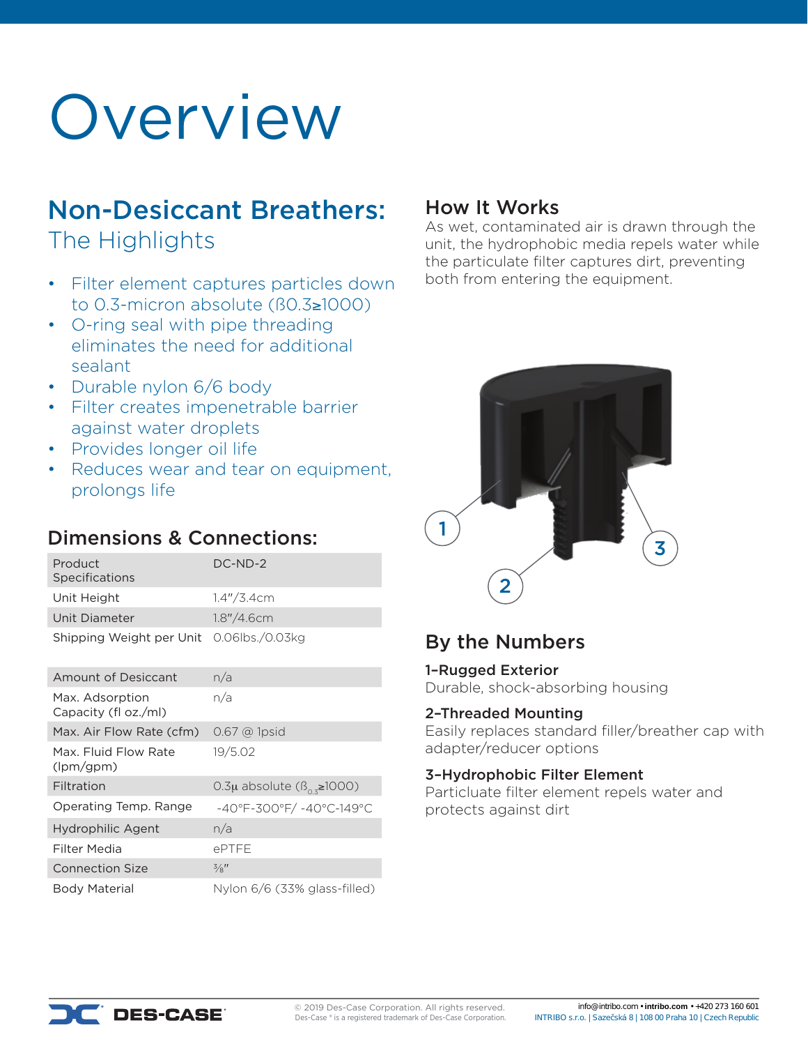# Overview

## Non-Desiccant Breathers: The Highlights

- Filter element captures particles down to 0.3-micron absolute ($\beta 0.3 \geq 1000$)
- O-ring seal with pipe threading eliminates the need for additional sealant
- Durable nylon 6/6 body
- Filter creates impenetrable barrier against water droplets
- Provides longer oil life
- Reduces wear and tear on equipment, prolongs life

## Dimensions & Connections:

| | |
|---|---|
| Product Specifications | DC-ND-2 |
| Unit Height | 1.4"/3.4cm |
| Unit Diameter | 1.8"/4.6cm |
| Shipping Weight per Unit | 0.06lbs./0.03kg |
| Amount of Desiccant | n/a |
| Max. Adsorption Capacity (fl oz./ml) | n/a |
| Max. Air Flow Rate (cfm) | 0.67 @ 1psid |
| Max. Fluid Flow Rate (lpm/gpm) | 19/5.02 |
| Filtration | 0.3µ absolute ($\beta_{0.3} \geq 1000$) |
| Operating Temp. Range | -40°F-300°F/ -40°C-149°C |
| Hydrophilic Agent | n/a |
| Filter Media | ePTFE |
| Connection Size | ⅜" |
| Body Material | Nylon 6/6 (33% glass-filled) |

## How It Works

As wet, contaminated air is drawn through the unit, the hydrophobic media repels water while the particulate filter captures dirt, preventing both from entering the equipment.

1

2

3

## By the Numbers

**1–Rugged Exterior**
Durable, shock-absorbing housing

**2–Threaded Mounting**
Easily replaces standard filler/breather cap with adapter/reducer options

**3–Hydrophobic Filter Element**
Particluate filter element repels water and protects against dirt

DES-CASE

© 2019 Des-Case Corporation. All rights reserved.
Des-Case ® is a registered trademark of Des-Case Corporation.

info@intribo.com • intribo.com • +420 273 160 601
INTRIBO s.r.o. | Sazečská 8 | 108 00 Praha 10 | Czech Republic